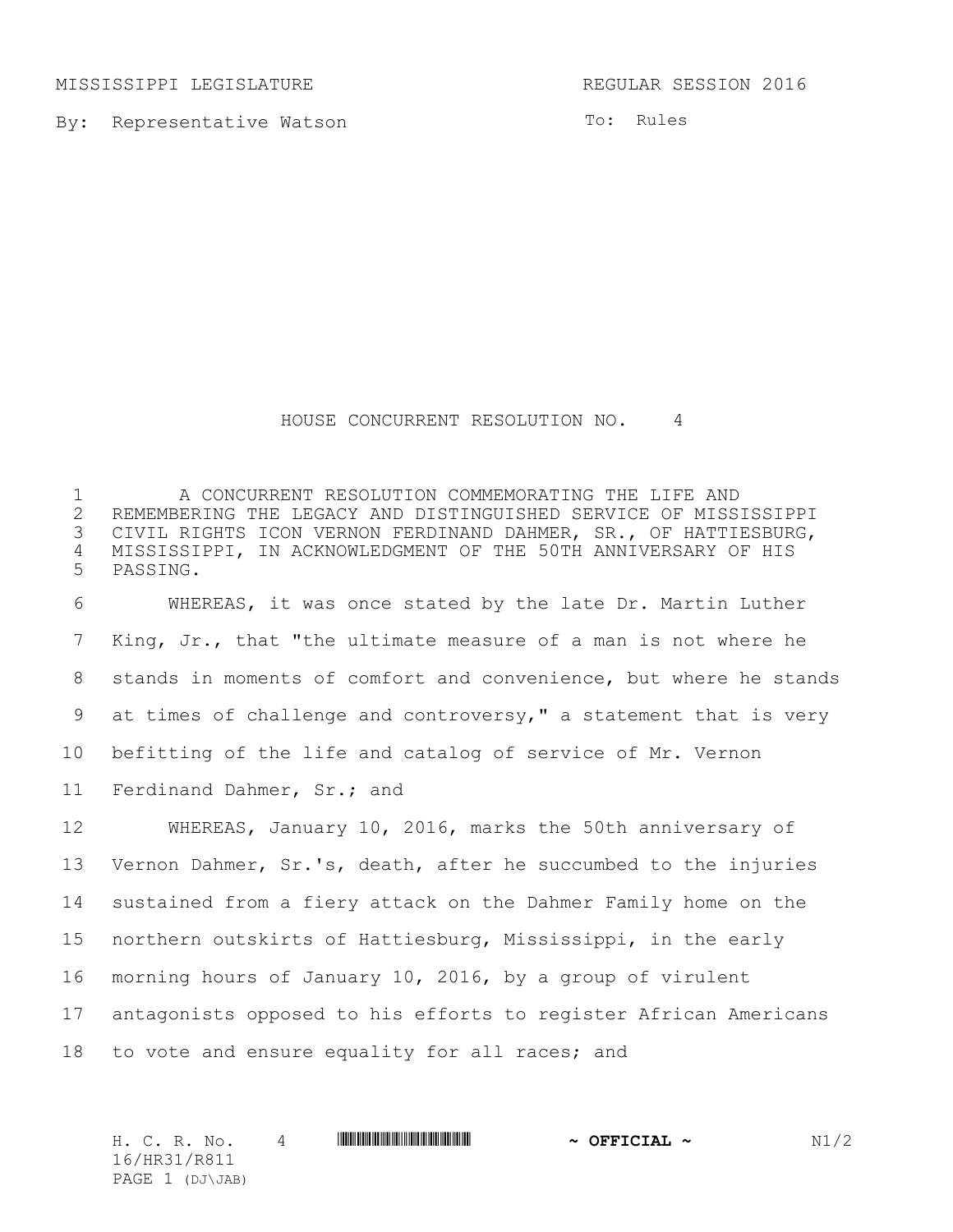MISSISSIPPI LEGISLATURE REGULAR SESSION 2016

By: Representative Watson

To: Rules

# HOUSE CONCURRENT RESOLUTION NO. 4

A CONCURRENT RESOLUTION COMMEMORATING THE LIFE AND REMEMBERING THE LEGACY AND DISTINGUISHED SERVICE OF MISSISSIPPI CIVIL RIGHTS ICON VERNON FERDINAND DAHMER, SR., OF HATTIESBURG, MISSISSIPPI, IN ACKNOWLEDGMENT OF THE 50TH ANNIVERSARY OF HIS PASSING.

WHEREAS, it was once stated by the late Dr. Martin Luther King, Jr., that "the ultimate measure of a man is not where he stands in moments of comfort and convenience, but where he stands at times of challenge and controversy," a statement that is very befitting of the life and catalog of service of Mr. Vernon Ferdinand Dahmer, Sr.; and

WHEREAS, January 10, 2016, marks the 50th anniversary of Vernon Dahmer, Sr.'s, death, after he succumbed to the injuries sustained from a fiery attack on the Dahmer Family home on the northern outskirts of Hattiesburg, Mississippi, in the early morning hours of January 10, 2016, by a group of virulent antagonists opposed to his efforts to register African Americans to vote and ensure equality for all races; and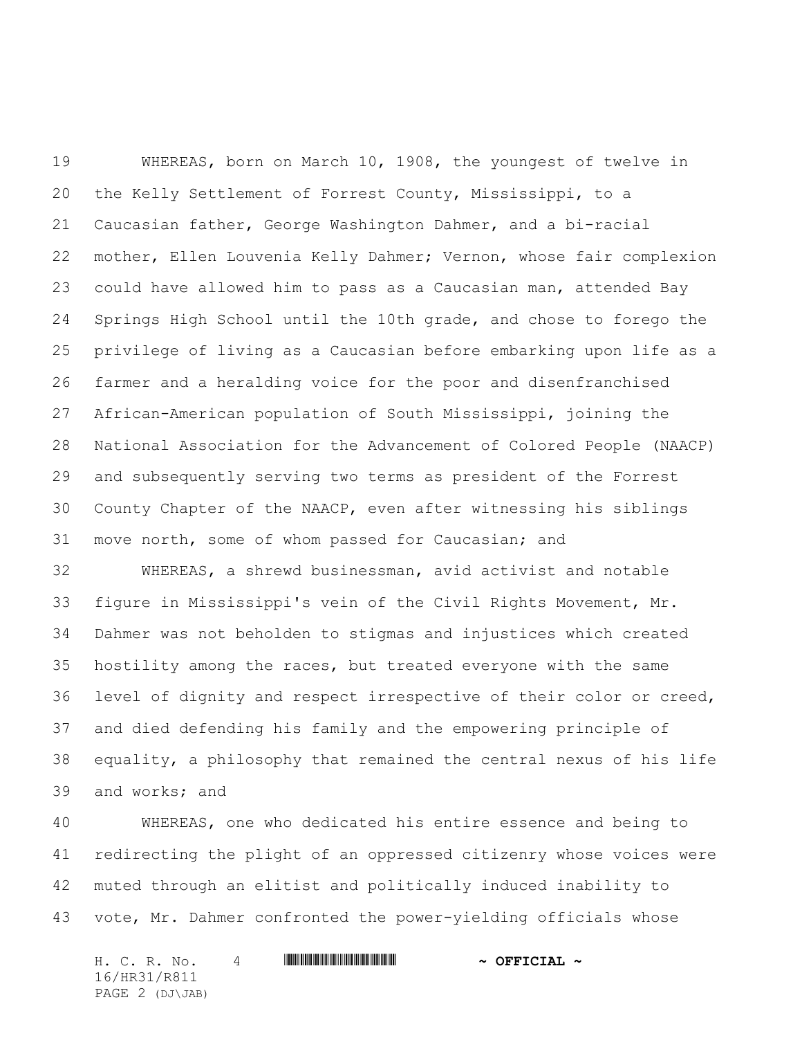WHEREAS, born on March 10, 1908, the youngest of twelve in the Kelly Settlement of Forrest County, Mississippi, to a Caucasian father, George Washington Dahmer, and a bi-racial mother, Ellen Louvenia Kelly Dahmer; Vernon, whose fair complexion could have allowed him to pass as a Caucasian man, attended Bay Springs High School until the 10th grade, and chose to forego the privilege of living as a Caucasian before embarking upon life as a farmer and a heralding voice for the poor and disenfranchised African-American population of South Mississippi, joining the National Association for the Advancement of Colored People (NAACP) and subsequently serving two terms as president of the Forrest County Chapter of the NAACP, even after witnessing his siblings move north, some of whom passed for Caucasian; and

WHEREAS, a shrewd businessman, avid activist and notable figure in Mississippi's vein of the Civil Rights Movement, Mr. Dahmer was not beholden to stigmas and injustices which created hostility among the races, but treated everyone with the same level of dignity and respect irrespective of their color or creed, and died defending his family and the empowering principle of equality, a philosophy that remained the central nexus of his life and works; and

WHEREAS, one who dedicated his entire essence and being to redirecting the plight of an oppressed citizenry whose voices were muted through an elitist and politically induced inability to vote, Mr. Dahmer confronted the power-yielding officials whose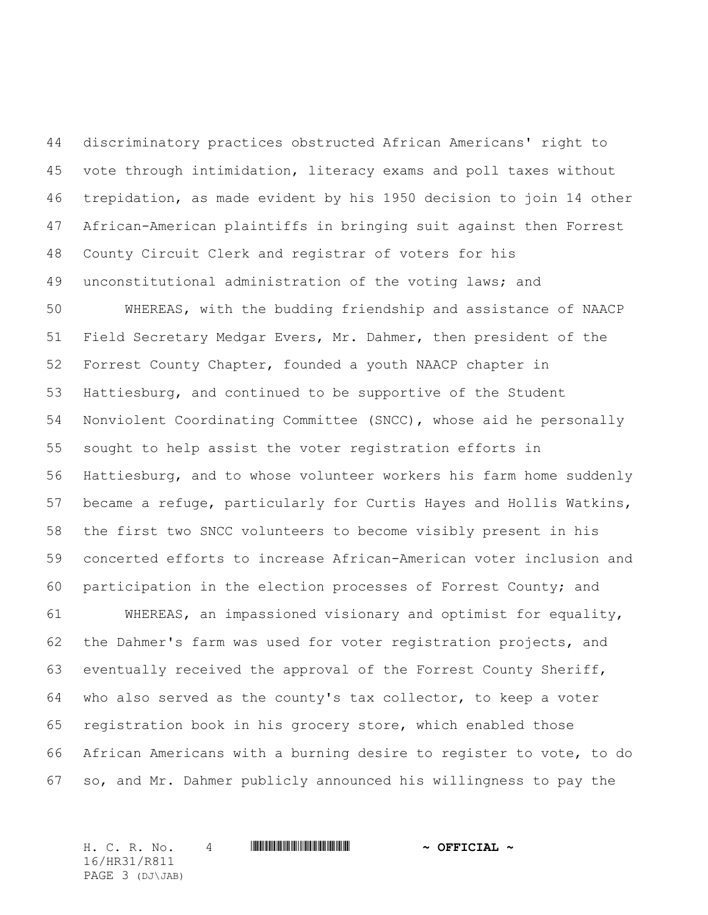discriminatory practices obstructed African Americans' right to vote through intimidation, literacy exams and poll taxes without trepidation, as made evident by his 1950 decision to join 14 other African-American plaintiffs in bringing suit against then Forrest County Circuit Clerk and registrar of voters for his unconstitutional administration of the voting laws; and

WHEREAS, with the budding friendship and assistance of NAACP Field Secretary Medgar Evers, Mr. Dahmer, then president of the Forrest County Chapter, founded a youth NAACP chapter in Hattiesburg, and continued to be supportive of the Student Nonviolent Coordinating Committee (SNCC), whose aid he personally sought to help assist the voter registration efforts in Hattiesburg, and to whose volunteer workers his farm home suddenly became a refuge, particularly for Curtis Hayes and Hollis Watkins, the first two SNCC volunteers to become visibly present in his concerted efforts to increase African-American voter inclusion and participation in the election processes of Forrest County; and

WHEREAS, an impassioned visionary and optimist for equality, the Dahmer's farm was used for voter registration projects, and eventually received the approval of the Forrest County Sheriff, who also served as the county's tax collector, to keep a voter registration book in his grocery store, which enabled those African Americans with a burning desire to register to vote, to do so, and Mr. Dahmer publicly announced his willingness to pay the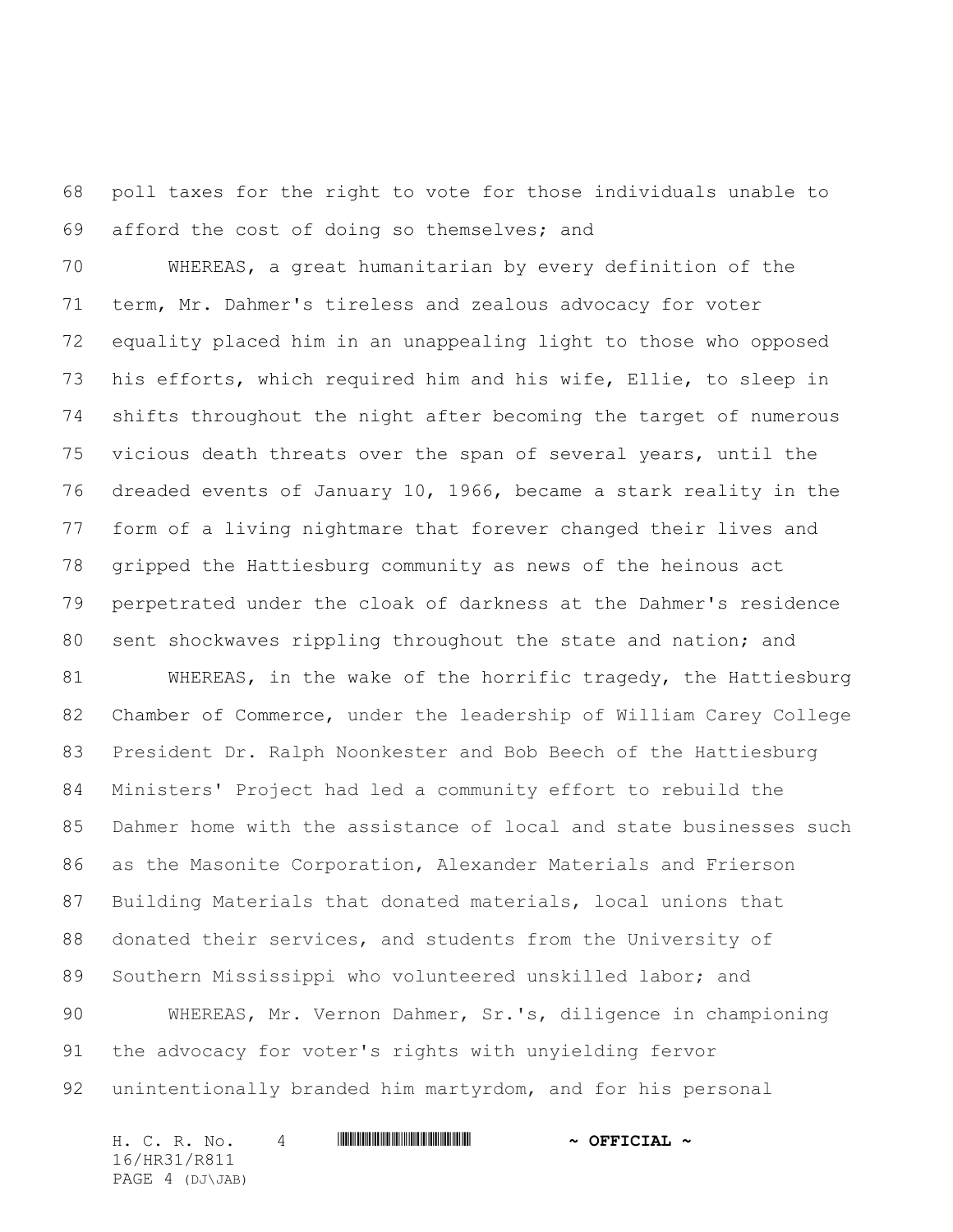poll taxes for the right to vote for those individuals unable to afford the cost of doing so themselves; and

WHEREAS, a great humanitarian by every definition of the term, Mr. Dahmer's tireless and zealous advocacy for voter equality placed him in an unappealing light to those who opposed his efforts, which required him and his wife, Ellie, to sleep in shifts throughout the night after becoming the target of numerous vicious death threats over the span of several years, until the dreaded events of January 10, 1966, became a stark reality in the form of a living nightmare that forever changed their lives and gripped the Hattiesburg community as news of the heinous act perpetrated under the cloak of darkness at the Dahmer's residence sent shockwaves rippling throughout the state and nation; and

WHEREAS, in the wake of the horrific tragedy, the Hattiesburg Chamber of Commerce, under the leadership of William Carey College President Dr. Ralph Noonkester and Bob Beech of the Hattiesburg Ministers' Project had led a community effort to rebuild the Dahmer home with the assistance of local and state businesses such as the Masonite Corporation, Alexander Materials and Frierson Building Materials that donated materials, local unions that donated their services, and students from the University of Southern Mississippi who volunteered unskilled labor; and

WHEREAS, Mr. Vernon Dahmer, Sr.'s, diligence in championing the advocacy for voter's rights with unyielding fervor unintentionally branded him martyrdom, and for his personal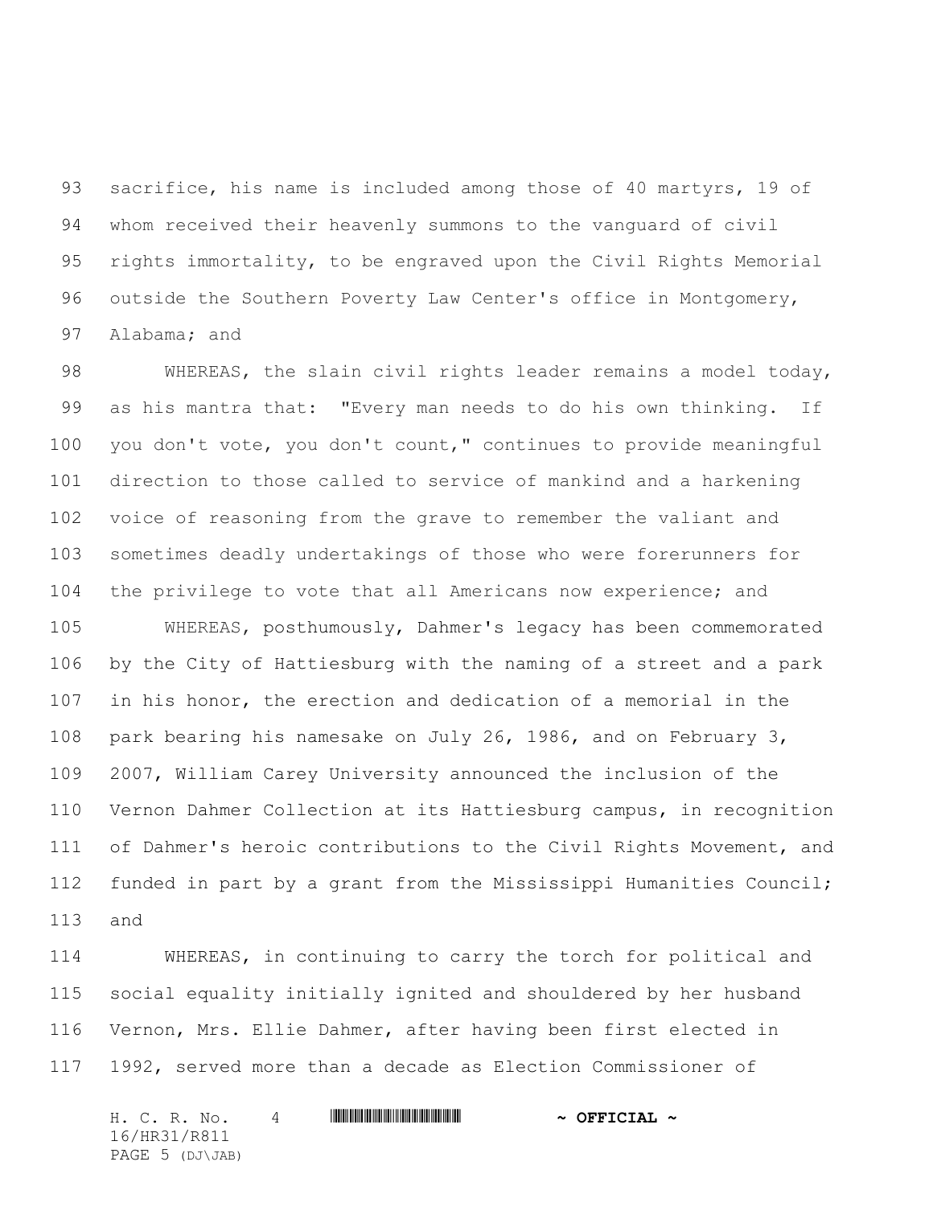sacrifice, his name is included among those of 40 martyrs, 19 of whom received their heavenly summons to the vanguard of civil rights immortality, to be engraved upon the Civil Rights Memorial outside the Southern Poverty Law Center's office in Montgomery, Alabama; and

WHEREAS, the slain civil rights leader remains a model today, as his mantra that: "Every man needs to do his own thinking. If you don't vote, you don't count," continues to provide meaningful direction to those called to service of mankind and a harkening voice of reasoning from the grave to remember the valiant and sometimes deadly undertakings of those who were forerunners for the privilege to vote that all Americans now experience; and

WHEREAS, posthumously, Dahmer's legacy has been commemorated by the City of Hattiesburg with the naming of a street and a park in his honor, the erection and dedication of a memorial in the park bearing his namesake on July 26, 1986, and on February 3, 2007, William Carey University announced the inclusion of the Vernon Dahmer Collection at its Hattiesburg campus, in recognition of Dahmer's heroic contributions to the Civil Rights Movement, and funded in part by a grant from the Mississippi Humanities Council; and

WHEREAS, in continuing to carry the torch for political and social equality initially ignited and shouldered by her husband Vernon, Mrs. Ellie Dahmer, after having been first elected in 1992, served more than a decade as Election Commissioner of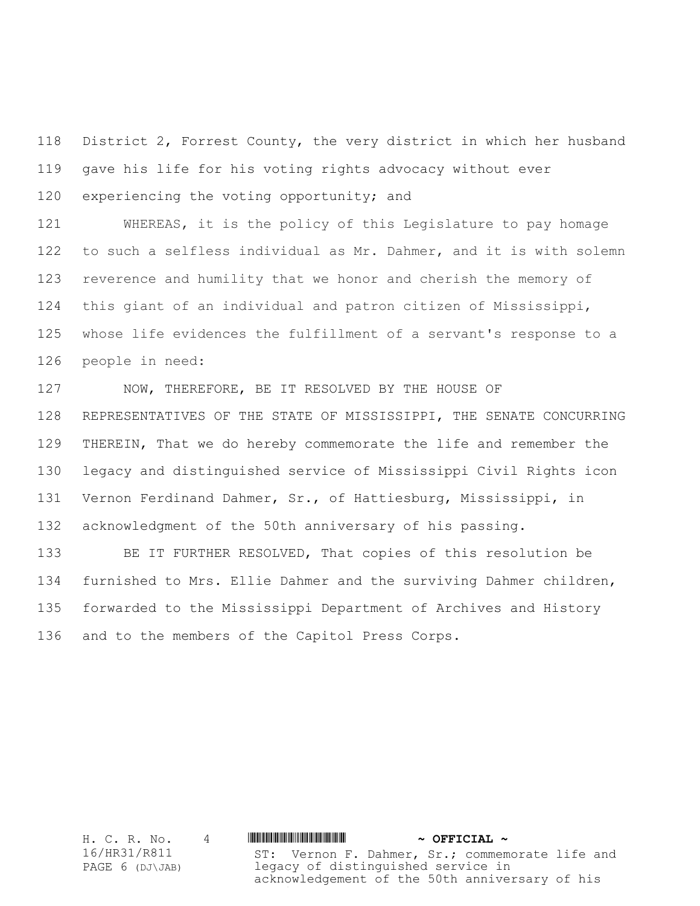District 2, Forrest County, the very district in which her husband gave his life for his voting rights advocacy without ever experiencing the voting opportunity; and

WHEREAS, it is the policy of this Legislature to pay homage to such a selfless individual as Mr. Dahmer, and it is with solemn reverence and humility that we honor and cherish the memory of this giant of an individual and patron citizen of Mississippi, whose life evidences the fulfillment of a servant's response to a people in need:

NOW, THEREFORE, BE IT RESOLVED BY THE HOUSE OF REPRESENTATIVES OF THE STATE OF MISSISSIPPI, THE SENATE CONCURRING THEREIN, That we do hereby commemorate the life and remember the legacy and distinguished service of Mississippi Civil Rights icon Vernon Ferdinand Dahmer, Sr., of Hattiesburg, Mississippi, in acknowledgment of the 50th anniversary of his passing.

BE IT FURTHER RESOLVED, That copies of this resolution be furnished to Mrs. Ellie Dahmer and the surviving Dahmer children, forwarded to the Mississippi Department of Archives and History and to the members of the Capitol Press Corps.